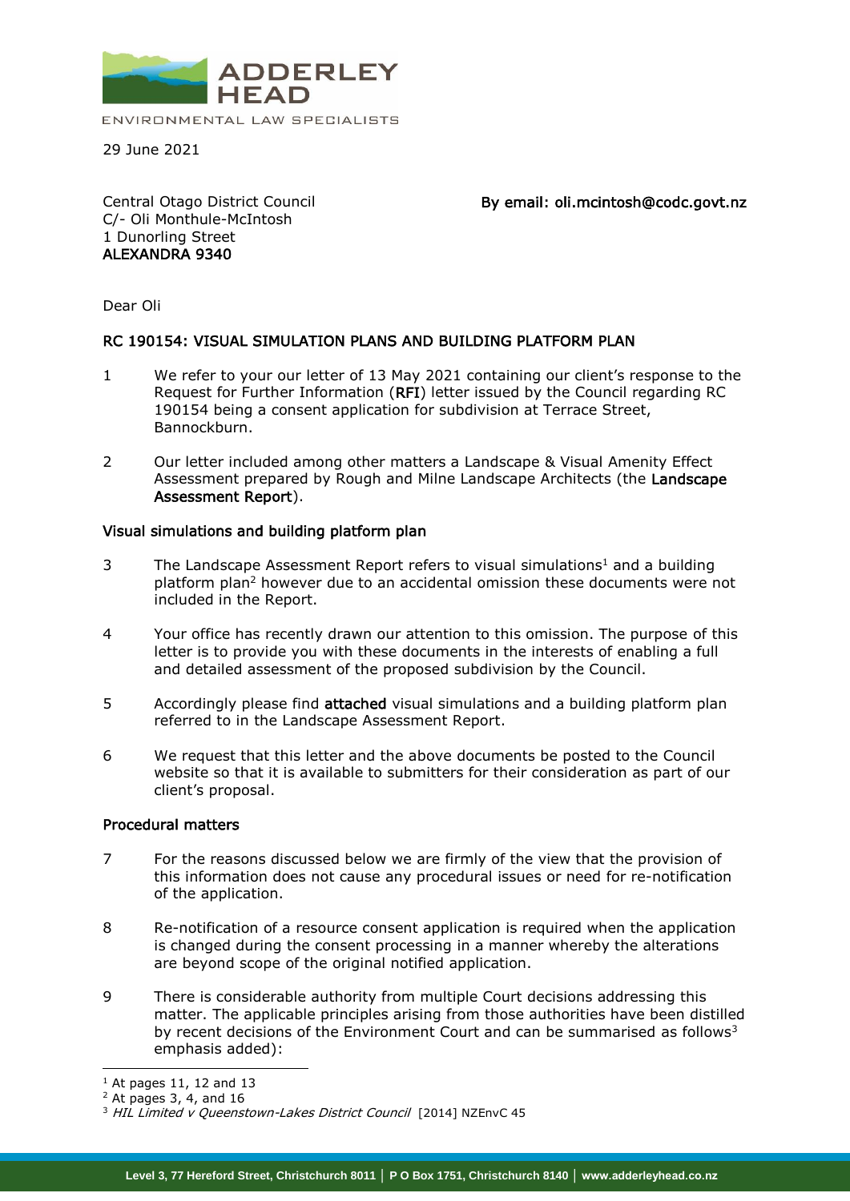ADDERLEY HEAD

ENVIRONMENTAL LAW SPECIALISTS

29 June 2021

Central Otago District Council
C/- Oli Monthule-McIntosh
1 Dunorling Street
**ALEXANDRA 9340**

**By email: oli.mcintosh@codc.govt.nz**

Dear Oli

**RC 190154: VISUAL SIMULATION PLANS AND BUILDING PLATFORM PLAN**

1. We refer to your our letter of 13 May 2021 containing our client's response to the Request for Further Information (**RFI**) letter issued by the Council regarding RC 190154 being a consent application for subdivision at Terrace Street, Bannockburn.

2. Our letter included among other matters a Landscape & Visual Amenity Effect Assessment prepared by Rough and Milne Landscape Architects (the **Landscape Assessment Report**).

**Visual simulations and building platform plan**

3. The Landscape Assessment Report refers to visual simulations[1] and a building platform plan[2] however due to an accidental omission these documents were not included in the Report.

4. Your office has recently drawn our attention to this omission. The purpose of this letter is to provide you with these documents in the interests of enabling a full and detailed assessment of the proposed subdivision by the Council.

5. Accordingly please find **attached** visual simulations and a building platform plan referred to in the Landscape Assessment Report.

6. We request that this letter and the above documents be posted to the Council website so that it is available to submitters for their consideration as part of our client's proposal.

**Procedural matters**

7. For the reasons discussed below we are firmly of the view that the provision of this information does not cause any procedural issues or need for re-notification of the application.

8. Re-notification of a resource consent application is required when the application is changed during the consent processing in a manner whereby the alterations are beyond scope of the original notified application.

9. There is considerable authority from multiple Court decisions addressing this matter. The applicable principles arising from those authorities have been distilled by recent decisions of the Environment Court and can be summarised as follows[3] emphasis added):

---

[1] At pages 11, 12 and 13

[2] At pages 3, 4, and 16

[3] *HIL Limited v Queenstown-Lakes District Council* [2014] NZEnvC 45

Level 3, 77 Hereford Street, Christchurch 8011 | P O Box 1751, Christchurch 8140 | www.adderleyhead.co.nz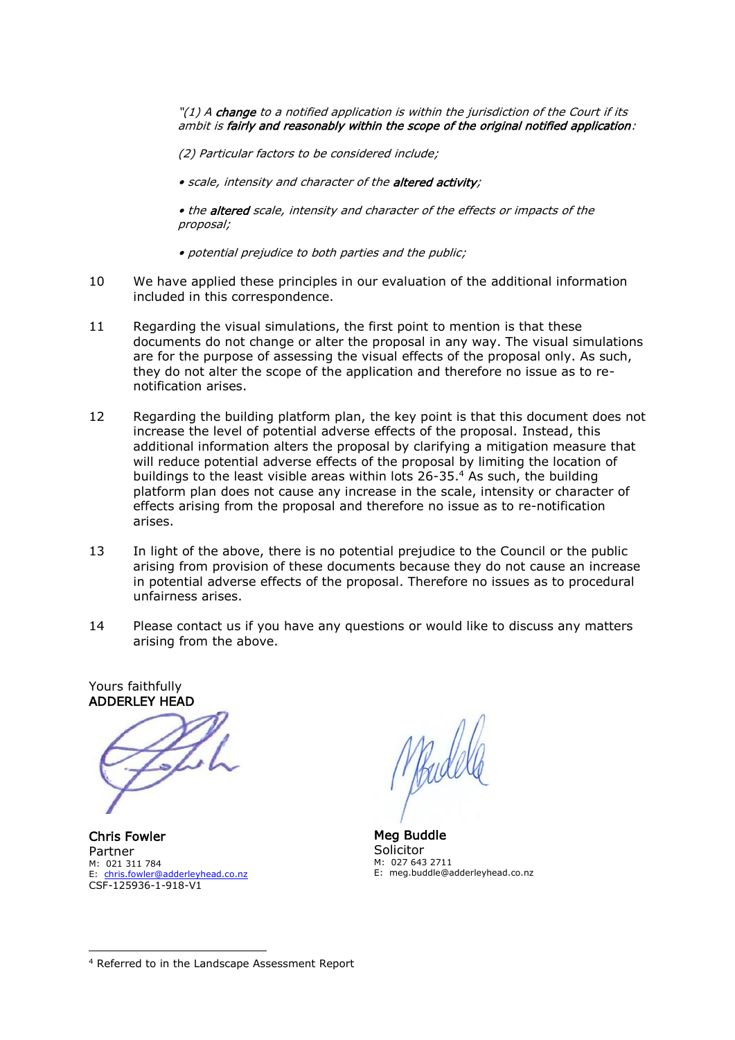*"(1) A **change** to a notified application is within the jurisdiction of the Court if its ambit is **fairly and reasonably within the scope of the original notified application**:*

*(2) Particular factors to be considered include;*

*• scale, intensity and character of the **altered activity**;*

*• the **altered** scale, intensity and character of the effects or impacts of the proposal;*

*• potential prejudice to both parties and the public;*

10 We have applied these principles in our evaluation of the additional information included in this correspondence.

11 Regarding the visual simulations, the first point to mention is that these documents do not change or alter the proposal in any way. The visual simulations are for the purpose of assessing the visual effects of the proposal only. As such, they do not alter the scope of the application and therefore no issue as to re-notification arises.

12 Regarding the building platform plan, the key point is that this document does not increase the level of potential adverse effects of the proposal. Instead, this additional information alters the proposal by clarifying a mitigation measure that will reduce potential adverse effects of the proposal by limiting the location of buildings to the least visible areas within lots 26-35.[4] As such, the building platform plan does not cause any increase in the scale, intensity or character of effects arising from the proposal and therefore no issue as to re-notification arises.

13 In light of the above, there is no potential prejudice to the Council or the public arising from provision of these documents because they do not cause an increase in potential adverse effects of the proposal. Therefore no issues as to procedural unfairness arises.

14 Please contact us if you have any questions or would like to discuss any matters arising from the above.

Yours faithfully
**ADDERLEY HEAD**

**Chris Fowler**
Partner
M: 021 311 784
E: chris.fowler@adderleyhead.co.nz
CSF-125936-1-918-V1

**Meg Buddle**
Solicitor
M: 027 643 2711
E: meg.buddle@adderleyhead.co.nz

[4] Referred to in the Landscape Assessment Report